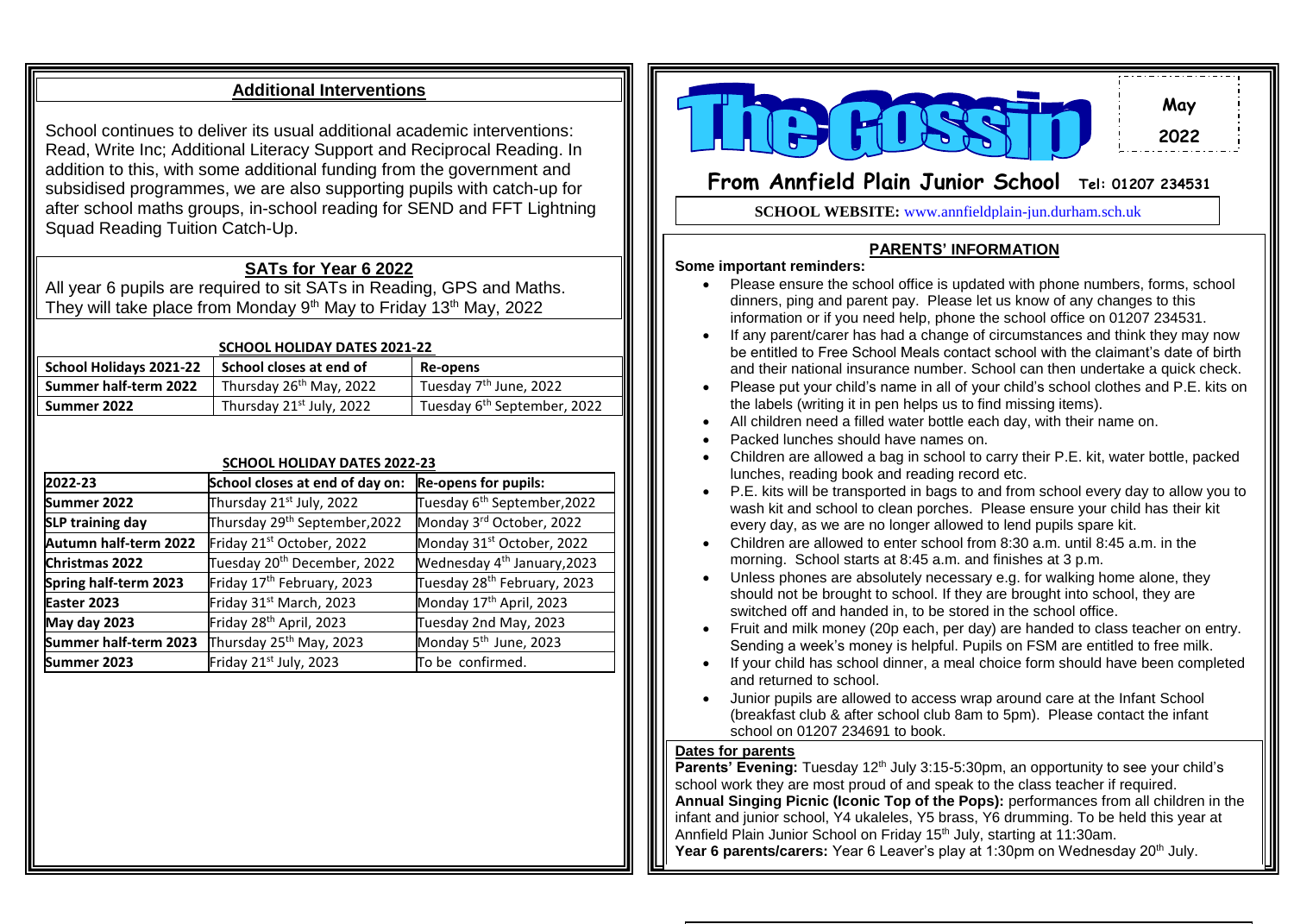## Additional Interventions

School continues to deliver its usual additional academic interventions: Read, Write Inc; Additional Literacy Support and Reciprocal Reading. In addition to this, with some additional funding from the government and subsidised programmes, we are also supporting pupils with catch-up for after school maths groups, in-school reading for SEND and FFT Lightning Squad Reading Tuition Catch-Up.

## SATs for Year 6 2022

All year 6 pupils are required to sit SATs in Reading, GPS and Maths. They will take place from Monday 9th May to Friday 13th May, 2022

**SCHOOL HOLIDAY DATES 2021-22**

| School Holidays 2021-22 | School closes at end of | Re-opens |
|---|---|---|
| Summer half-term 2022 | Thursday 26th May, 2022 | Tuesday 7th June, 2022 |
| Summer 2022 | Thursday 21st July, 2022 | Tuesday 6th September, 2022 |

**SCHOOL HOLIDAY DATES 2022-23**

| 2022-23 | School closes at end of day on: | Re-opens for pupils: |
|---|---|---|
| Summer 2022 | Thursday 21st July, 2022 | Tuesday 6th September,2022 |
| SLP training day | Thursday 29th September,2022 | Monday 3rd October, 2022 |
| Autumn half-term 2022 | Friday 21st October, 2022 | Monday 31st October, 2022 |
| Christmas 2022 | Tuesday 20th December, 2022 | Wednesday 4th January,2023 |
| Spring half-term 2023 | Friday 17th February, 2023 | Tuesday 28th February, 2023 |
| Easter 2023 | Friday 31st March, 2023 | Monday 17th April, 2023 |
| May day 2023 | Friday 28th April, 2023 | Tuesday 2nd May, 2023 |
| Summer half-term 2023 | Thursday 25th May, 2023 | Monday 5th June, 2023 |
| Summer 2023 | Friday 21st July, 2023 | To be confirmed. |

# The Gossip

May 2022

## From Annfield Plain Junior School Tel: 01207 234531

**SCHOOL WEBSITE:** www.annfieldplain-jun.durham.sch.uk

## PARENTS' INFORMATION

**Some important reminders:**

- Please ensure the school office is updated with phone numbers, forms, school dinners, ping and parent pay. Please let us know of any changes to this information or if you need help, phone the school office on 01207 234531.
- If any parent/carer has had a change of circumstances and think they may now be entitled to Free School Meals contact school with the claimant's date of birth and their national insurance number. School can then undertake a quick check.
- Please put your child's name in all of your child's school clothes and P.E. kits on the labels (writing it in pen helps us to find missing items).
- All children need a filled water bottle each day, with their name on.
- Packed lunches should have names on.
- Children are allowed a bag in school to carry their P.E. kit, water bottle, packed lunches, reading book and reading record etc.
- P.E. kits will be transported in bags to and from school every day to allow you to wash kit and school to clean porches. Please ensure your child has their kit every day, as we are no longer allowed to lend pupils spare kit.
- Children are allowed to enter school from 8:30 a.m. until 8:45 a.m. in the morning. School starts at 8:45 a.m. and finishes at 3 p.m.
- Unless phones are absolutely necessary e.g. for walking home alone, they should not be brought to school. If they are brought into school, they are switched off and handed in, to be stored in the school office.
- Fruit and milk money (20p each, per day) are handed to class teacher on entry. Sending a week's money is helpful. Pupils on FSM are entitled to free milk.
- If your child has school dinner, a meal choice form should have been completed and returned to school.
- Junior pupils are allowed to access wrap around care at the Infant School (breakfast club & after school club 8am to 5pm). Please contact the infant school on 01207 234691 to book.

### Dates for parents

**Parents' Evening:** Tuesday 12th July 3:15-5:30pm, an opportunity to see your child's school work they are most proud of and speak to the class teacher if required.

**Annual Singing Picnic (Iconic Top of the Pops):** performances from all children in the infant and junior school, Y4 ukaleles, Y5 brass, Y6 drumming. To be held this year at Annfield Plain Junior School on Friday 15th July, starting at 11:30am.

**Year 6 parents/carers:** Year 6 Leaver's play at 1:30pm on Wednesday 20th July.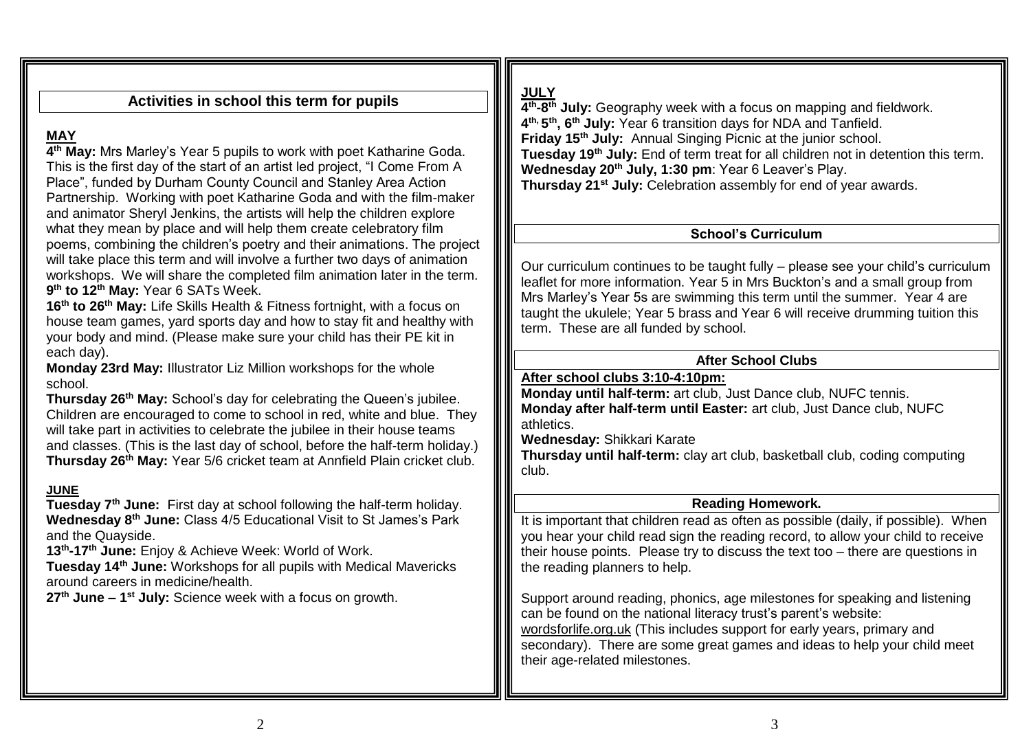## Activities in school this term for pupils

**MAY**

**4th May:** Mrs Marley's Year 5 pupils to work with poet Katharine Goda. This is the first day of the start of an artist led project, "I Come From A Place", funded by Durham County Council and Stanley Area Action Partnership. Working with poet Katharine Goda and with the film-maker and animator Sheryl Jenkins, the artists will help the children explore what they mean by place and will help them create celebratory film poems, combining the children's poetry and their animations. The project will take place this term and will involve a further two days of animation workshops. We will share the completed film animation later in the term.

**9th to 12th May:** Year 6 SATs Week.

**16th to 26th May:** Life Skills Health & Fitness fortnight, with a focus on house team games, yard sports day and how to stay fit and healthy with your body and mind. (Please make sure your child has their PE kit in each day).

**Monday 23rd May:** Illustrator Liz Million workshops for the whole school.

**Thursday 26th May:** School's day for celebrating the Queen's jubilee. Children are encouraged to come to school in red, white and blue. They will take part in activities to celebrate the jubilee in their house teams and classes. (This is the last day of school, before the half-term holiday.)

**Thursday 26th May:** Year 5/6 cricket team at Annfield Plain cricket club.

**JUNE**

**Tuesday 7th June:** First day at school following the half-term holiday.

**Wednesday 8th June:** Class 4/5 Educational Visit to St James's Park and the Quayside.

**13th-17th June:** Enjoy & Achieve Week: World of Work.

**Tuesday 14th June:** Workshops for all pupils with Medical Mavericks around careers in medicine/health.

**27th June – 1st July:** Science week with a focus on growth.

**JULY**

**4th-8th July:** Geography week with a focus on mapping and fieldwork.

**4th, 5th, 6th July:** Year 6 transition days for NDA and Tanfield.

**Friday 15th July:** Annual Singing Picnic at the junior school.

**Tuesday 19th July:** End of term treat for all children not in detention this term.

**Wednesday 20th July, 1:30 pm**: Year 6 Leaver's Play.

**Thursday 21st July:** Celebration assembly for end of year awards.

## School's Curriculum

Our curriculum continues to be taught fully – please see your child's curriculum leaflet for more information. Year 5 in Mrs Buckton's and a small group from Mrs Marley's Year 5s are swimming this term until the summer. Year 4 are taught the ukulele; Year 5 brass and Year 6 will receive drumming tuition this term. These are all funded by school.

## After School Clubs

**After school clubs 3:10-4:10pm:**

**Monday until half-term:** art club, Just Dance club, NUFC tennis.

**Monday after half-term until Easter:** art club, Just Dance club, NUFC athletics.

**Wednesday:** Shikkari Karate

**Thursday until half-term:** clay art club, basketball club, coding computing club.

## Reading Homework.

It is important that children read as often as possible (daily, if possible). When you hear your child read sign the reading record, to allow your child to receive their house points. Please try to discuss the text too – there are questions in the reading planners to help.

Support around reading, phonics, age milestones for speaking and listening can be found on the national literacy trust's parent's website: wordsforlife.org.uk (This includes support for early years, primary and secondary). There are some great games and ideas to help your child meet their age-related milestones.